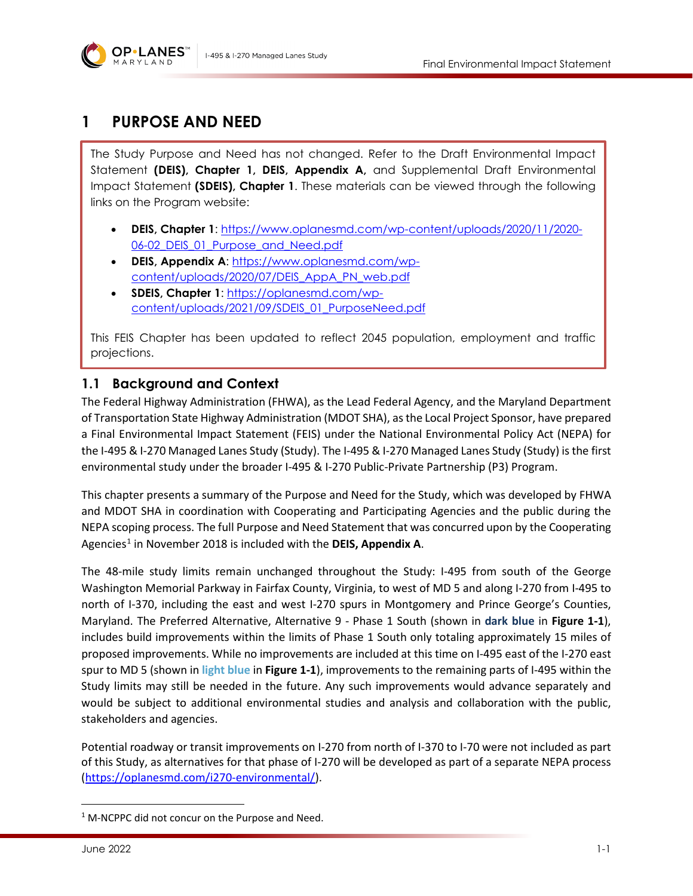# 1 PURPOSE AND NEED

The Study Purpose and Need has not changed. Refer to the Draft Environmental Impact Statement **(DEIS), Chapter 1, DEIS, Appendix A**, and Supplemental Draft Environmental Impact Statement **(SDEIS), Chapter 1**. These materials can be viewed through the following links on the Program website:

- **DEIS, Chapter 1**: https://www.oplanesmd.com/wp-content/uploads/2020/11/2020-06-02_DEIS_01_Purpose_and_Need.pdf
- **DEIS, Appendix A**: https://www.oplanesmd.com/wp-content/uploads/2020/07/DEIS_AppA_PN_web.pdf
- **SDEIS, Chapter 1**: https://oplanesmd.com/wp-content/uploads/2021/09/SDEIS_01_PurposeNeed.pdf

This FEIS Chapter has been updated to reflect 2045 population, employment and traffic projections.

## 1.1 Background and Context

The Federal Highway Administration (FHWA), as the Lead Federal Agency, and the Maryland Department of Transportation State Highway Administration (MDOT SHA), as the Local Project Sponsor, have prepared a Final Environmental Impact Statement (FEIS) under the National Environmental Policy Act (NEPA) for the I-495 & I-270 Managed Lanes Study (Study). The I-495 & I-270 Managed Lanes Study (Study) is the first environmental study under the broader I-495 & I-270 Public-Private Partnership (P3) Program.

This chapter presents a summary of the Purpose and Need for the Study, which was developed by FHWA and MDOT SHA in coordination with Cooperating and Participating Agencies and the public during the NEPA scoping process. The full Purpose and Need Statement that was concurred upon by the Cooperating Agencies[1] in November 2018 is included with the **DEIS, Appendix A**.

The 48-mile study limits remain unchanged throughout the Study: I-495 from south of the George Washington Memorial Parkway in Fairfax County, Virginia, to west of MD 5 and along I-270 from I-495 to north of I-370, including the east and west I-270 spurs in Montgomery and Prince George's Counties, Maryland. The Preferred Alternative, Alternative 9 - Phase 1 South (shown in **dark blue** in **Figure 1-1**), includes build improvements within the limits of Phase 1 South only totaling approximately 15 miles of proposed improvements. While no improvements are included at this time on I-495 east of the I-270 east spur to MD 5 (shown in **light blue** in **Figure 1-1**), improvements to the remaining parts of I-495 within the Study limits may still be needed in the future. Any such improvements would advance separately and would be subject to additional environmental studies and analysis and collaboration with the public, stakeholders and agencies.

Potential roadway or transit improvements on I-270 from north of I-370 to I-70 were not included as part of this Study, as alternatives for that phase of I-270 will be developed as part of a separate NEPA process (https://oplanesmd.com/i270-environmental/).

[1] M-NCPPC did not concur on the Purpose and Need.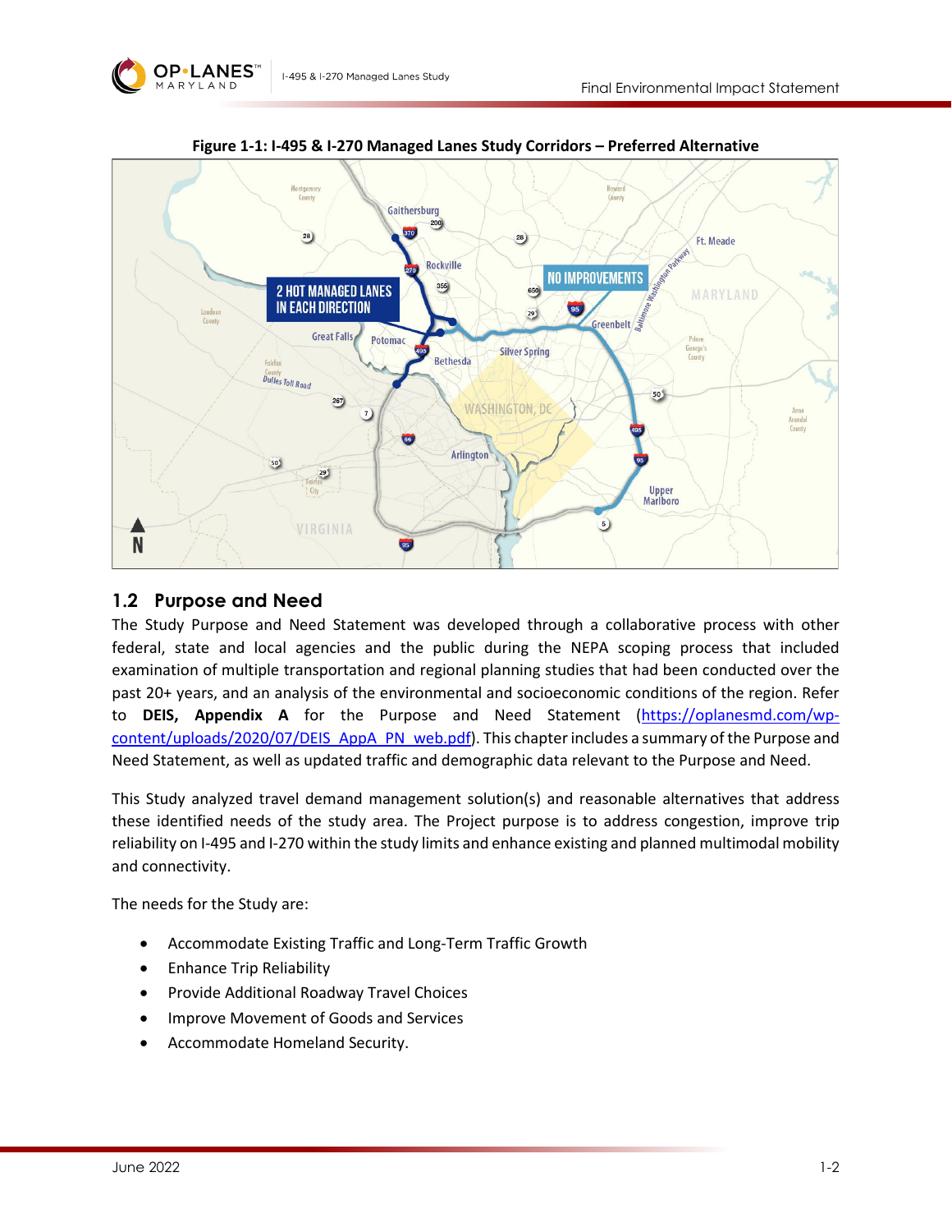**Figure 1-1: I-495 & I-270 Managed Lanes Study Corridors – Preferred Alternative**

## 1.2 Purpose and Need

The Study Purpose and Need Statement was developed through a collaborative process with other federal, state and local agencies and the public during the NEPA scoping process that included examination of multiple transportation and regional planning studies that had been conducted over the past 20+ years, and an analysis of the environmental and socioeconomic conditions of the region. Refer to **DEIS, Appendix A** for the Purpose and Need Statement (https://oplanesmd.com/wp-content/uploads/2020/07/DEIS_AppA_PN_web.pdf). This chapter includes a summary of the Purpose and Need Statement, as well as updated traffic and demographic data relevant to the Purpose and Need.

This Study analyzed travel demand management solution(s) and reasonable alternatives that address these identified needs of the study area. The Project purpose is to address congestion, improve trip reliability on I-495 and I-270 within the study limits and enhance existing and planned multimodal mobility and connectivity.

The needs for the Study are:

- Accommodate Existing Traffic and Long-Term Traffic Growth
- Enhance Trip Reliability
- Provide Additional Roadway Travel Choices
- Improve Movement of Goods and Services
- Accommodate Homeland Security.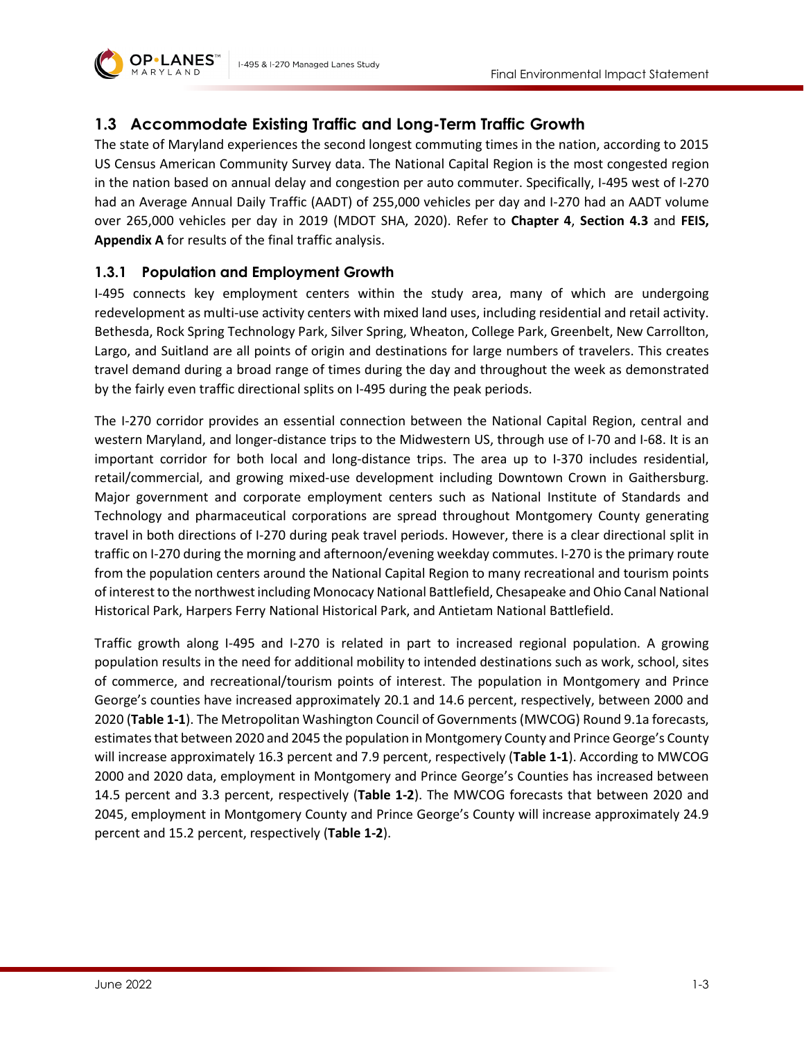## 1.3 Accommodate Existing Traffic and Long-Term Traffic Growth

The state of Maryland experiences the second longest commuting times in the nation, according to 2015 US Census American Community Survey data. The National Capital Region is the most congested region in the nation based on annual delay and congestion per auto commuter. Specifically, I-495 west of I-270 had an Average Annual Daily Traffic (AADT) of 255,000 vehicles per day and I-270 had an AADT volume over 265,000 vehicles per day in 2019 (MDOT SHA, 2020). Refer to **Chapter 4**, **Section 4.3** and **FEIS, Appendix A** for results of the final traffic analysis.

### 1.3.1 Population and Employment Growth

I-495 connects key employment centers within the study area, many of which are undergoing redevelopment as multi-use activity centers with mixed land uses, including residential and retail activity. Bethesda, Rock Spring Technology Park, Silver Spring, Wheaton, College Park, Greenbelt, New Carrollton, Largo, and Suitland are all points of origin and destinations for large numbers of travelers. This creates travel demand during a broad range of times during the day and throughout the week as demonstrated by the fairly even traffic directional splits on I-495 during the peak periods.

The I-270 corridor provides an essential connection between the National Capital Region, central and western Maryland, and longer-distance trips to the Midwestern US, through use of I-70 and I-68. It is an important corridor for both local and long-distance trips. The area up to I-370 includes residential, retail/commercial, and growing mixed-use development including Downtown Crown in Gaithersburg. Major government and corporate employment centers such as National Institute of Standards and Technology and pharmaceutical corporations are spread throughout Montgomery County generating travel in both directions of I-270 during peak travel periods. However, there is a clear directional split in traffic on I-270 during the morning and afternoon/evening weekday commutes. I-270 is the primary route from the population centers around the National Capital Region to many recreational and tourism points of interest to the northwest including Monocacy National Battlefield, Chesapeake and Ohio Canal National Historical Park, Harpers Ferry National Historical Park, and Antietam National Battlefield.

Traffic growth along I-495 and I-270 is related in part to increased regional population. A growing population results in the need for additional mobility to intended destinations such as work, school, sites of commerce, and recreational/tourism points of interest. The population in Montgomery and Prince George's counties have increased approximately 20.1 and 14.6 percent, respectively, between 2000 and 2020 (**Table 1-1**). The Metropolitan Washington Council of Governments (MWCOG) Round 9.1a forecasts, estimates that between 2020 and 2045 the population in Montgomery County and Prince George's County will increase approximately 16.3 percent and 7.9 percent, respectively (**Table 1-1**). According to MWCOG 2000 and 2020 data, employment in Montgomery and Prince George's Counties has increased between 14.5 percent and 3.3 percent, respectively (**Table 1-2**). The MWCOG forecasts that between 2020 and 2045, employment in Montgomery County and Prince George's County will increase approximately 24.9 percent and 15.2 percent, respectively (**Table 1-2**).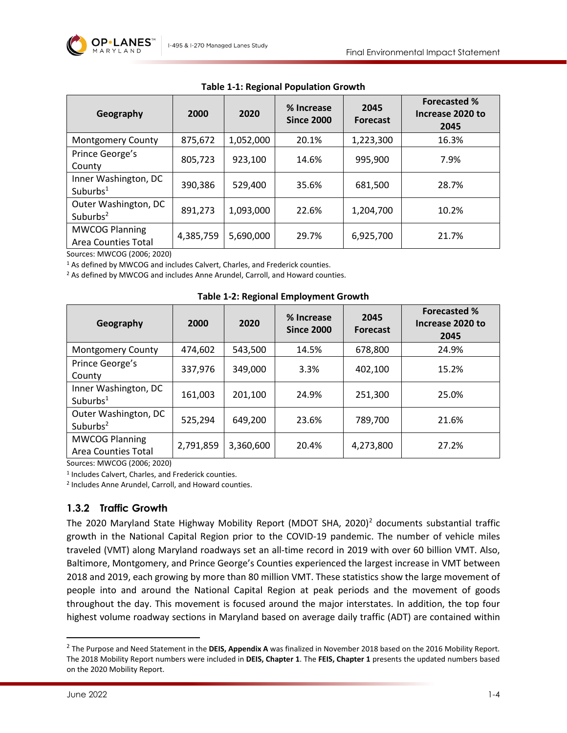**Table 1-1: Regional Population Growth**

| Geography | 2000 | 2020 | % Increase Since 2000 | 2045 Forecast | Forecasted % Increase 2020 to 2045 |
|---|---|---|---|---|---|
| Montgomery County | 875,672 | 1,052,000 | 20.1% | 1,223,300 | 16.3% |
| Prince George's County | 805,723 | 923,100 | 14.6% | 995,900 | 7.9% |
| Inner Washington, DC Suburbs[1] | 390,386 | 529,400 | 35.6% | 681,500 | 28.7% |
| Outer Washington, DC Suburbs[2] | 891,273 | 1,093,000 | 22.6% | 1,204,700 | 10.2% |
| MWCOG Planning Area Counties Total | 4,385,759 | 5,690,000 | 29.7% | 6,925,700 | 21.7% |

Sources: MWCOG (2006; 2020)

[1] As defined by MWCOG and includes Calvert, Charles, and Frederick counties.

[2] As defined by MWCOG and includes Anne Arundel, Carroll, and Howard counties.

**Table 1-2: Regional Employment Growth**

| Geography | 2000 | 2020 | % Increase Since 2000 | 2045 Forecast | Forecasted % Increase 2020 to 2045 |
|---|---|---|---|---|---|
| Montgomery County | 474,602 | 543,500 | 14.5% | 678,800 | 24.9% |
| Prince George's County | 337,976 | 349,000 | 3.3% | 402,100 | 15.2% |
| Inner Washington, DC Suburbs[1] | 161,003 | 201,100 | 24.9% | 251,300 | 25.0% |
| Outer Washington, DC Suburbs[2] | 525,294 | 649,200 | 23.6% | 789,700 | 21.6% |
| MWCOG Planning Area Counties Total | 2,791,859 | 3,360,600 | 20.4% | 4,273,800 | 27.2% |

Sources: MWCOG (2006; 2020)

[1] Includes Calvert, Charles, and Frederick counties.

[2] Includes Anne Arundel, Carroll, and Howard counties.

### 1.3.2 Traffic Growth

The 2020 Maryland State Highway Mobility Report (MDOT SHA, 2020)[2] documents substantial traffic growth in the National Capital Region prior to the COVID-19 pandemic. The number of vehicle miles traveled (VMT) along Maryland roadways set an all-time record in 2019 with over 60 billion VMT. Also, Baltimore, Montgomery, and Prince George's Counties experienced the largest increase in VMT between 2018 and 2019, each growing by more than 80 million VMT. These statistics show the large movement of people into and around the National Capital Region at peak periods and the movement of goods throughout the day. This movement is focused around the major interstates. In addition, the top four highest volume roadway sections in Maryland based on average daily traffic (ADT) are contained within

[2] The Purpose and Need Statement in the **DEIS, Appendix A** was finalized in November 2018 based on the 2016 Mobility Report. The 2018 Mobility Report numbers were included in **DEIS, Chapter 1**. The **FEIS, Chapter 1** presents the updated numbers based on the 2020 Mobility Report.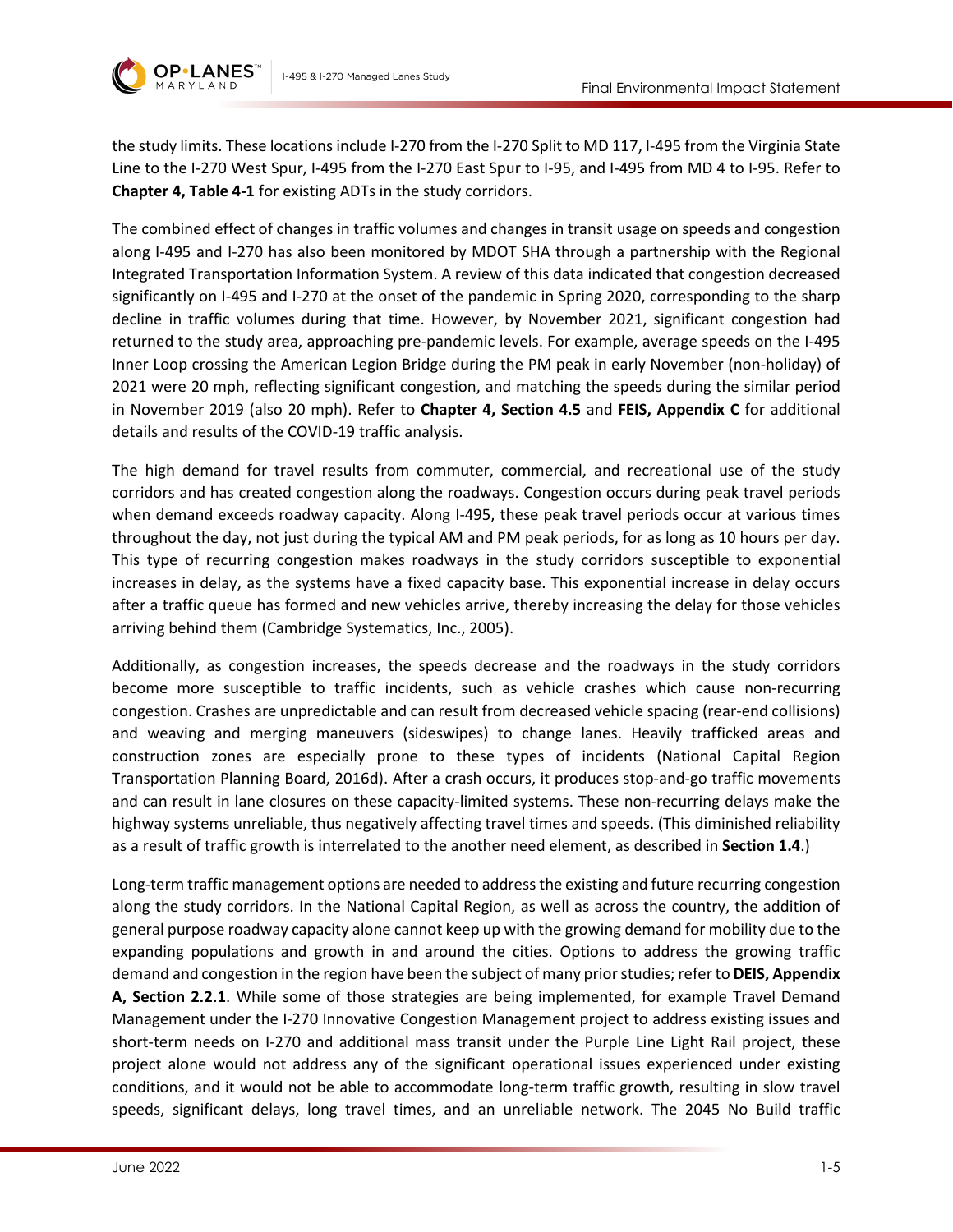the study limits. These locations include I-270 from the I-270 Split to MD 117, I-495 from the Virginia State Line to the I-270 West Spur, I-495 from the I-270 East Spur to I-95, and I-495 from MD 4 to I-95. Refer to **Chapter 4, Table 4-1** for existing ADTs in the study corridors.

The combined effect of changes in traffic volumes and changes in transit usage on speeds and congestion along I-495 and I-270 has also been monitored by MDOT SHA through a partnership with the Regional Integrated Transportation Information System. A review of this data indicated that congestion decreased significantly on I-495 and I-270 at the onset of the pandemic in Spring 2020, corresponding to the sharp decline in traffic volumes during that time. However, by November 2021, significant congestion had returned to the study area, approaching pre-pandemic levels. For example, average speeds on the I-495 Inner Loop crossing the American Legion Bridge during the PM peak in early November (non-holiday) of 2021 were 20 mph, reflecting significant congestion, and matching the speeds during the similar period in November 2019 (also 20 mph). Refer to **Chapter 4, Section 4.5** and **FEIS, Appendix C** for additional details and results of the COVID-19 traffic analysis.

The high demand for travel results from commuter, commercial, and recreational use of the study corridors and has created congestion along the roadways. Congestion occurs during peak travel periods when demand exceeds roadway capacity. Along I-495, these peak travel periods occur at various times throughout the day, not just during the typical AM and PM peak periods, for as long as 10 hours per day. This type of recurring congestion makes roadways in the study corridors susceptible to exponential increases in delay, as the systems have a fixed capacity base. This exponential increase in delay occurs after a traffic queue has formed and new vehicles arrive, thereby increasing the delay for those vehicles arriving behind them (Cambridge Systematics, Inc., 2005).

Additionally, as congestion increases, the speeds decrease and the roadways in the study corridors become more susceptible to traffic incidents, such as vehicle crashes which cause non-recurring congestion. Crashes are unpredictable and can result from decreased vehicle spacing (rear-end collisions) and weaving and merging maneuvers (sideswipes) to change lanes. Heavily trafficked areas and construction zones are especially prone to these types of incidents (National Capital Region Transportation Planning Board, 2016d). After a crash occurs, it produces stop-and-go traffic movements and can result in lane closures on these capacity-limited systems. These non-recurring delays make the highway systems unreliable, thus negatively affecting travel times and speeds. (This diminished reliability as a result of traffic growth is interrelated to the another need element, as described in **Section 1.4**.)

Long-term traffic management options are needed to address the existing and future recurring congestion along the study corridors. In the National Capital Region, as well as across the country, the addition of general purpose roadway capacity alone cannot keep up with the growing demand for mobility due to the expanding populations and growth in and around the cities. Options to address the growing traffic demand and congestion in the region have been the subject of many prior studies; refer to **DEIS, Appendix A, Section 2.2.1**. While some of those strategies are being implemented, for example Travel Demand Management under the I-270 Innovative Congestion Management project to address existing issues and short-term needs on I-270 and additional mass transit under the Purple Line Light Rail project, these project alone would not address any of the significant operational issues experienced under existing conditions, and it would not be able to accommodate long-term traffic growth, resulting in slow travel speeds, significant delays, long travel times, and an unreliable network. The 2045 No Build traffic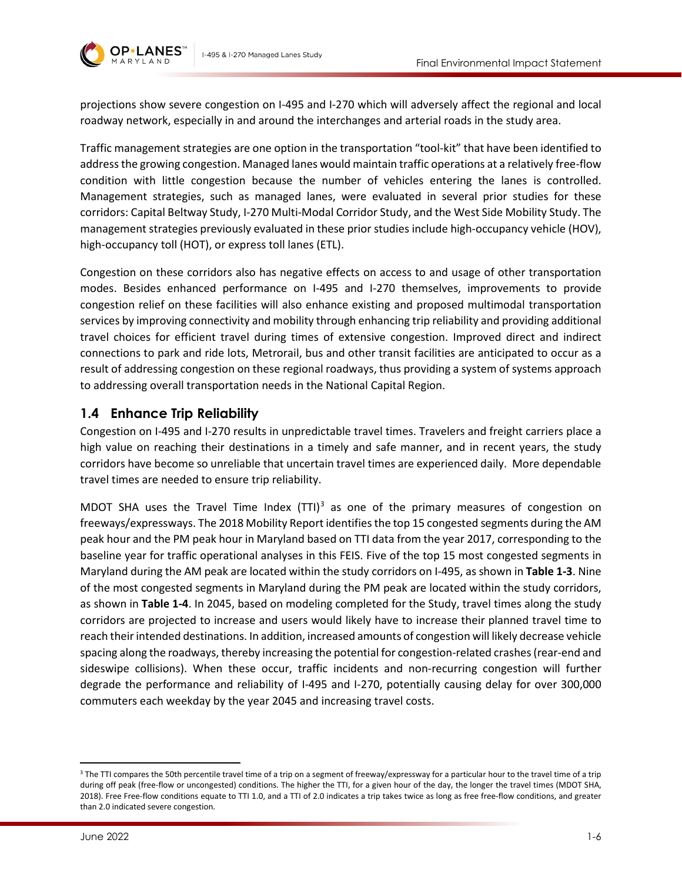projections show severe congestion on I-495 and I-270 which will adversely affect the regional and local roadway network, especially in and around the interchanges and arterial roads in the study area.

Traffic management strategies are one option in the transportation "tool-kit" that have been identified to address the growing congestion. Managed lanes would maintain traffic operations at a relatively free-flow condition with little congestion because the number of vehicles entering the lanes is controlled. Management strategies, such as managed lanes, were evaluated in several prior studies for these corridors: Capital Beltway Study, I-270 Multi-Modal Corridor Study, and the West Side Mobility Study. The management strategies previously evaluated in these prior studies include high-occupancy vehicle (HOV), high-occupancy toll (HOT), or express toll lanes (ETL).

Congestion on these corridors also has negative effects on access to and usage of other transportation modes. Besides enhanced performance on I-495 and I-270 themselves, improvements to provide congestion relief on these facilities will also enhance existing and proposed multimodal transportation services by improving connectivity and mobility through enhancing trip reliability and providing additional travel choices for efficient travel during times of extensive congestion. Improved direct and indirect connections to park and ride lots, Metrorail, bus and other transit facilities are anticipated to occur as a result of addressing congestion on these regional roadways, thus providing a system of systems approach to addressing overall transportation needs in the National Capital Region.

## 1.4 Enhance Trip Reliability

Congestion on I-495 and I-270 results in unpredictable travel times. Travelers and freight carriers place a high value on reaching their destinations in a timely and safe manner, and in recent years, the study corridors have become so unreliable that uncertain travel times are experienced daily. More dependable travel times are needed to ensure trip reliability.

MDOT SHA uses the Travel Time Index (TTI)[3] as one of the primary measures of congestion on freeways/expressways. The 2018 Mobility Report identifies the top 15 congested segments during the AM peak hour and the PM peak hour in Maryland based on TTI data from the year 2017, corresponding to the baseline year for traffic operational analyses in this FEIS. Five of the top 15 most congested segments in Maryland during the AM peak are located within the study corridors on I-495, as shown in **Table 1-3**. Nine of the most congested segments in Maryland during the PM peak are located within the study corridors, as shown in **Table 1-4**. In 2045, based on modeling completed for the Study, travel times along the study corridors are projected to increase and users would likely have to increase their planned travel time to reach their intended destinations. In addition, increased amounts of congestion will likely decrease vehicle spacing along the roadways, thereby increasing the potential for congestion-related crashes (rear-end and sideswipe collisions). When these occur, traffic incidents and non-recurring congestion will further degrade the performance and reliability of I-495 and I-270, potentially causing delay for over 300,000 commuters each weekday by the year 2045 and increasing travel costs.

---

[3] The TTI compares the 50th percentile travel time of a trip on a segment of freeway/expressway for a particular hour to the travel time of a trip during off peak (free-flow or uncongested) conditions. The higher the TTI, for a given hour of the day, the longer the travel times (MDOT SHA, 2018). Free Free-flow conditions equate to TTI 1.0, and a TTI of 2.0 indicates a trip takes twice as long as free free-flow conditions, and greater than 2.0 indicated severe congestion.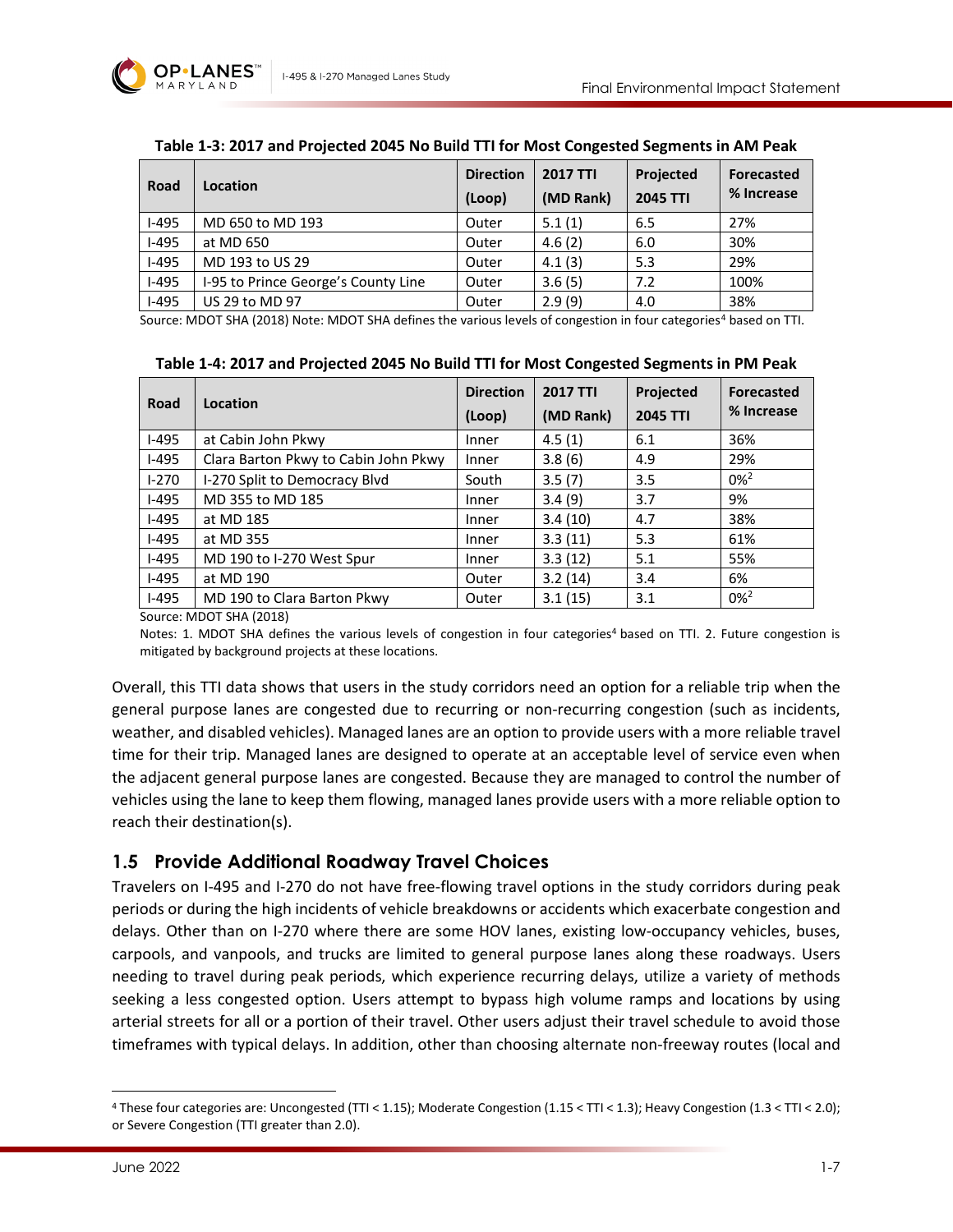**Table 1-3: 2017 and Projected 2045 No Build TTI for Most Congested Segments in AM Peak**

| Road | Location | Direction (Loop) | 2017 TTI (MD Rank) | Projected 2045 TTI | Forecasted % Increase |
|---|---|---|---|---|---|
| I-495 | MD 650 to MD 193 | Outer | 5.1 (1) | 6.5 | 27% |
| I-495 | at MD 650 | Outer | 4.6 (2) | 6.0 | 30% |
| I-495 | MD 193 to US 29 | Outer | 4.1 (3) | 5.3 | 29% |
| I-495 | I-95 to Prince George's County Line | Outer | 3.6 (5) | 7.2 | 100% |
| I-495 | US 29 to MD 97 | Outer | 2.9 (9) | 4.0 | 38% |

Source: MDOT SHA (2018) Note: MDOT SHA defines the various levels of congestion in four categories[4] based on TTI.

**Table 1-4: 2017 and Projected 2045 No Build TTI for Most Congested Segments in PM Peak**

| Road | Location | Direction (Loop) | 2017 TTI (MD Rank) | Projected 2045 TTI | Forecasted % Increase |
|---|---|---|---|---|---|
| I-495 | at Cabin John Pkwy | Inner | 4.5 (1) | 6.1 | 36% |
| I-495 | Clara Barton Pkwy to Cabin John Pkwy | Inner | 3.8 (6) | 4.9 | 29% |
| I-270 | I-270 Split to Democracy Blvd | South | 3.5 (7) | 3.5 | 0%[2] |
| I-495 | MD 355 to MD 185 | Inner | 3.4 (9) | 3.7 | 9% |
| I-495 | at MD 185 | Inner | 3.4 (10) | 4.7 | 38% |
| I-495 | at MD 355 | Inner | 3.3 (11) | 5.3 | 61% |
| I-495 | MD 190 to I-270 West Spur | Inner | 3.3 (12) | 5.1 | 55% |
| I-495 | at MD 190 | Outer | 3.2 (14) | 3.4 | 6% |
| I-495 | MD 190 to Clara Barton Pkwy | Outer | 3.1 (15) | 3.1 | 0%[2] |

Source: MDOT SHA (2018)

Notes: 1. MDOT SHA defines the various levels of congestion in four categories[4] based on TTI. 2. Future congestion is mitigated by background projects at these locations.

Overall, this TTI data shows that users in the study corridors need an option for a reliable trip when the general purpose lanes are congested due to recurring or non-recurring congestion (such as incidents, weather, and disabled vehicles). Managed lanes are an option to provide users with a more reliable travel time for their trip. Managed lanes are designed to operate at an acceptable level of service even when the adjacent general purpose lanes are congested. Because they are managed to control the number of vehicles using the lane to keep them flowing, managed lanes provide users with a more reliable option to reach their destination(s).

## 1.5 Provide Additional Roadway Travel Choices

Travelers on I-495 and I-270 do not have free-flowing travel options in the study corridors during peak periods or during the high incidents of vehicle breakdowns or accidents which exacerbate congestion and delays. Other than on I-270 where there are some HOV lanes, existing low-occupancy vehicles, buses, carpools, and vanpools, and trucks are limited to general purpose lanes along these roadways. Users needing to travel during peak periods, which experience recurring delays, utilize a variety of methods seeking a less congested option. Users attempt to bypass high volume ramps and locations by using arterial streets for all or a portion of their travel. Other users adjust their travel schedule to avoid those timeframes with typical delays. In addition, other than choosing alternate non-freeway routes (local and

[4] These four categories are: Uncongested (TTI < 1.15); Moderate Congestion (1.15 < TTI < 1.3); Heavy Congestion (1.3 < TTI < 2.0); or Severe Congestion (TTI greater than 2.0).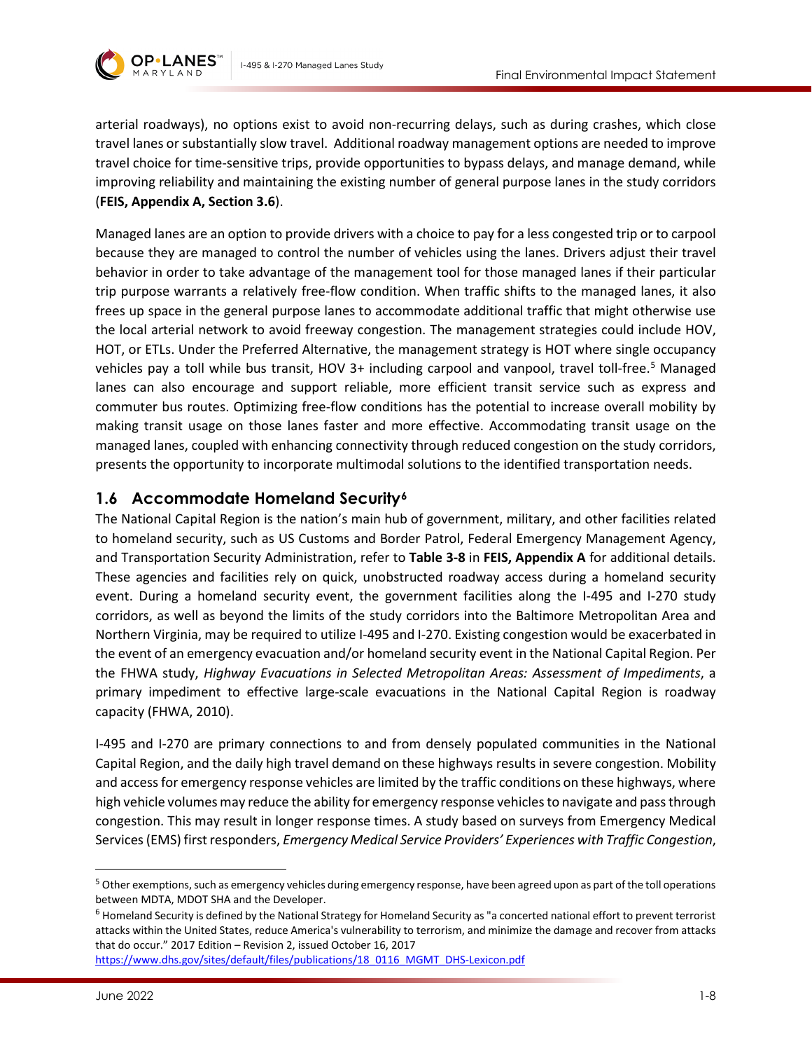arterial roadways), no options exist to avoid non-recurring delays, such as during crashes, which close travel lanes or substantially slow travel. Additional roadway management options are needed to improve travel choice for time-sensitive trips, provide opportunities to bypass delays, and manage demand, while improving reliability and maintaining the existing number of general purpose lanes in the study corridors (**FEIS, Appendix A, Section 3.6**).

Managed lanes are an option to provide drivers with a choice to pay for a less congested trip or to carpool because they are managed to control the number of vehicles using the lanes. Drivers adjust their travel behavior in order to take advantage of the management tool for those managed lanes if their particular trip purpose warrants a relatively free-flow condition. When traffic shifts to the managed lanes, it also frees up space in the general purpose lanes to accommodate additional traffic that might otherwise use the local arterial network to avoid freeway congestion. The management strategies could include HOV, HOT, or ETLs. Under the Preferred Alternative, the management strategy is HOT where single occupancy vehicles pay a toll while bus transit, HOV 3+ including carpool and vanpool, travel toll-free.[5] Managed lanes can also encourage and support reliable, more efficient transit service such as express and commuter bus routes. Optimizing free-flow conditions has the potential to increase overall mobility by making transit usage on those lanes faster and more effective. Accommodating transit usage on the managed lanes, coupled with enhancing connectivity through reduced congestion on the study corridors, presents the opportunity to incorporate multimodal solutions to the identified transportation needs.

## 1.6 Accommodate Homeland Security[6]

The National Capital Region is the nation's main hub of government, military, and other facilities related to homeland security, such as US Customs and Border Patrol, Federal Emergency Management Agency, and Transportation Security Administration, refer to **Table 3-8** in **FEIS, Appendix A** for additional details. These agencies and facilities rely on quick, unobstructed roadway access during a homeland security event. During a homeland security event, the government facilities along the I-495 and I-270 study corridors, as well as beyond the limits of the study corridors into the Baltimore Metropolitan Area and Northern Virginia, may be required to utilize I-495 and I-270. Existing congestion would be exacerbated in the event of an emergency evacuation and/or homeland security event in the National Capital Region. Per the FHWA study, *Highway Evacuations in Selected Metropolitan Areas: Assessment of Impediments*, a primary impediment to effective large-scale evacuations in the National Capital Region is roadway capacity (FHWA, 2010).

I-495 and I-270 are primary connections to and from densely populated communities in the National Capital Region, and the daily high travel demand on these highways results in severe congestion. Mobility and access for emergency response vehicles are limited by the traffic conditions on these highways, where high vehicle volumes may reduce the ability for emergency response vehicles to navigate and pass through congestion. This may result in longer response times. A study based on surveys from Emergency Medical Services (EMS) first responders, *Emergency Medical Service Providers' Experiences with Traffic Congestion*,

---

[5] Other exemptions, such as emergency vehicles during emergency response, have been agreed upon as part of the toll operations between MDTA, MDOT SHA and the Developer.

[6] Homeland Security is defined by the National Strategy for Homeland Security as "a concerted national effort to prevent terrorist attacks within the United States, reduce America's vulnerability to terrorism, and minimize the damage and recover from attacks that do occur." 2017 Edition – Revision 2, issued October 16, 2017 https://www.dhs.gov/sites/default/files/publications/18_0116_MGMT_DHS-Lexicon.pdf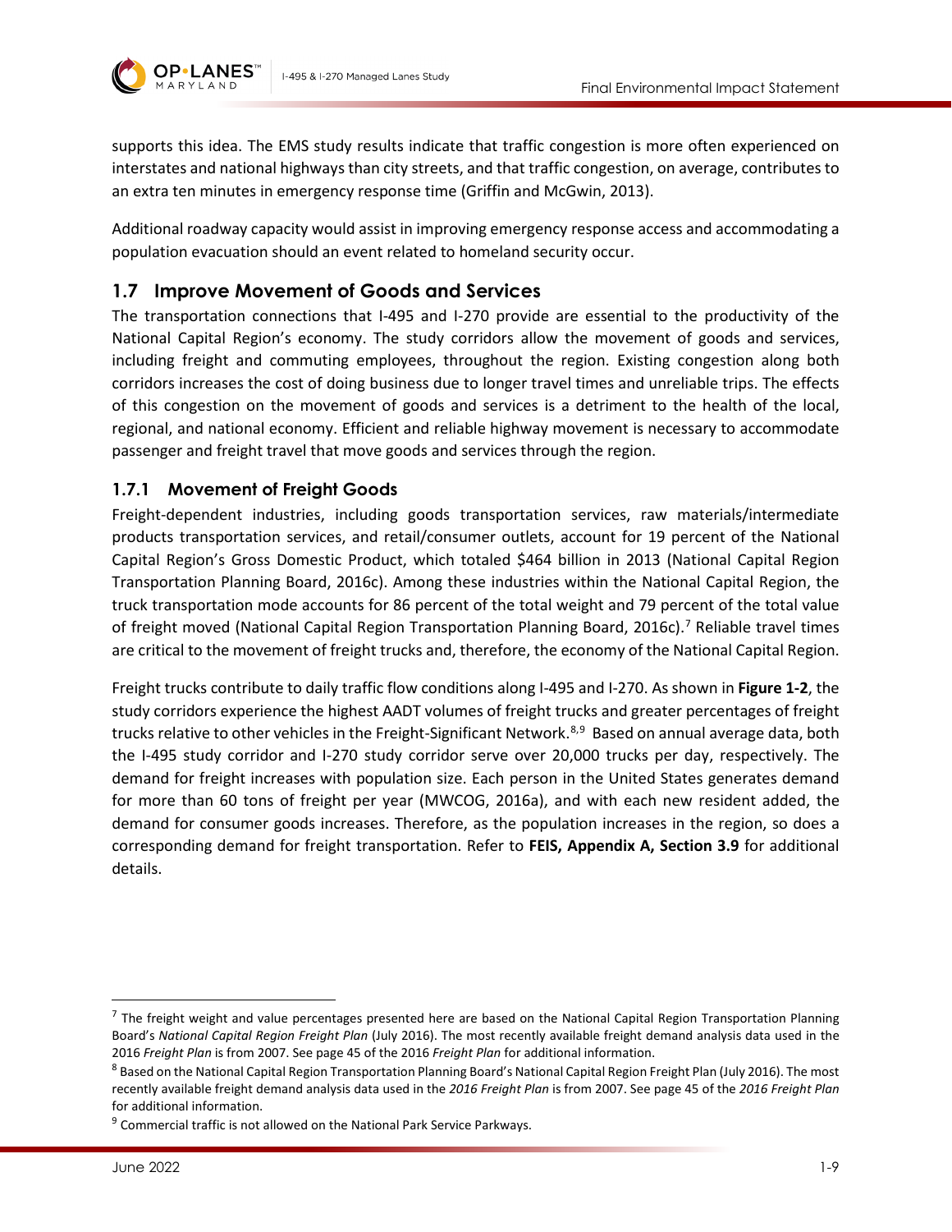supports this idea. The EMS study results indicate that traffic congestion is more often experienced on interstates and national highways than city streets, and that traffic congestion, on average, contributes to an extra ten minutes in emergency response time (Griffin and McGwin, 2013).

Additional roadway capacity would assist in improving emergency response access and accommodating a population evacuation should an event related to homeland security occur.

## 1.7 Improve Movement of Goods and Services

The transportation connections that I-495 and I-270 provide are essential to the productivity of the National Capital Region's economy. The study corridors allow the movement of goods and services, including freight and commuting employees, throughout the region. Existing congestion along both corridors increases the cost of doing business due to longer travel times and unreliable trips. The effects of this congestion on the movement of goods and services is a detriment to the health of the local, regional, and national economy. Efficient and reliable highway movement is necessary to accommodate passenger and freight travel that move goods and services through the region.

### 1.7.1 Movement of Freight Goods

Freight-dependent industries, including goods transportation services, raw materials/intermediate products transportation services, and retail/consumer outlets, account for 19 percent of the National Capital Region's Gross Domestic Product, which totaled $464 billion in 2013 (National Capital Region Transportation Planning Board, 2016c). Among these industries within the National Capital Region, the truck transportation mode accounts for 86 percent of the total weight and 79 percent of the total value of freight moved (National Capital Region Transportation Planning Board, 2016c).[7] Reliable travel times are critical to the movement of freight trucks and, therefore, the economy of the National Capital Region.

Freight trucks contribute to daily traffic flow conditions along I-495 and I-270. As shown in **Figure 1-2**, the study corridors experience the highest AADT volumes of freight trucks and greater percentages of freight trucks relative to other vehicles in the Freight-Significant Network.[8,9] Based on annual average data, both the I-495 study corridor and I-270 study corridor serve over 20,000 trucks per day, respectively. The demand for freight increases with population size. Each person in the United States generates demand for more than 60 tons of freight per year (MWCOG, 2016a), and with each new resident added, the demand for consumer goods increases. Therefore, as the population increases in the region, so does a corresponding demand for freight transportation. Refer to **FEIS, Appendix A, Section 3.9** for additional details.

---

[7] The freight weight and value percentages presented here are based on the National Capital Region Transportation Planning Board's *National Capital Region Freight Plan* (July 2016). The most recently available freight demand analysis data used in the 2016 *Freight Plan* is from 2007. See page 45 of the 2016 *Freight Plan* for additional information.

[8] Based on the National Capital Region Transportation Planning Board's National Capital Region Freight Plan (July 2016). The most recently available freight demand analysis data used in the *2016 Freight Plan* is from 2007. See page 45 of the *2016 Freight Plan* for additional information.

[9] Commercial traffic is not allowed on the National Park Service Parkways.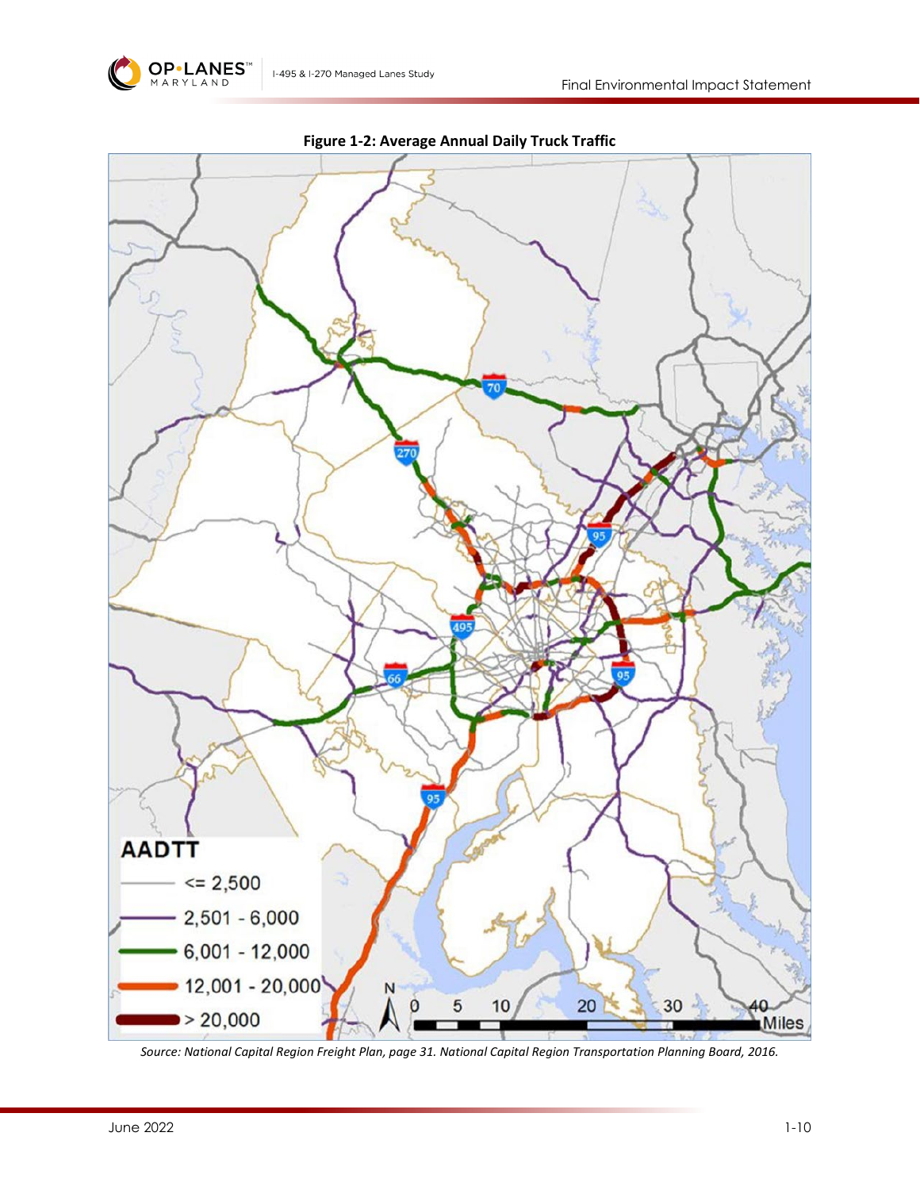**Figure 1-2: Average Annual Daily Truck Traffic**

*Source: National Capital Region Freight Plan, page 31. National Capital Region Transportation Planning Board, 2016.*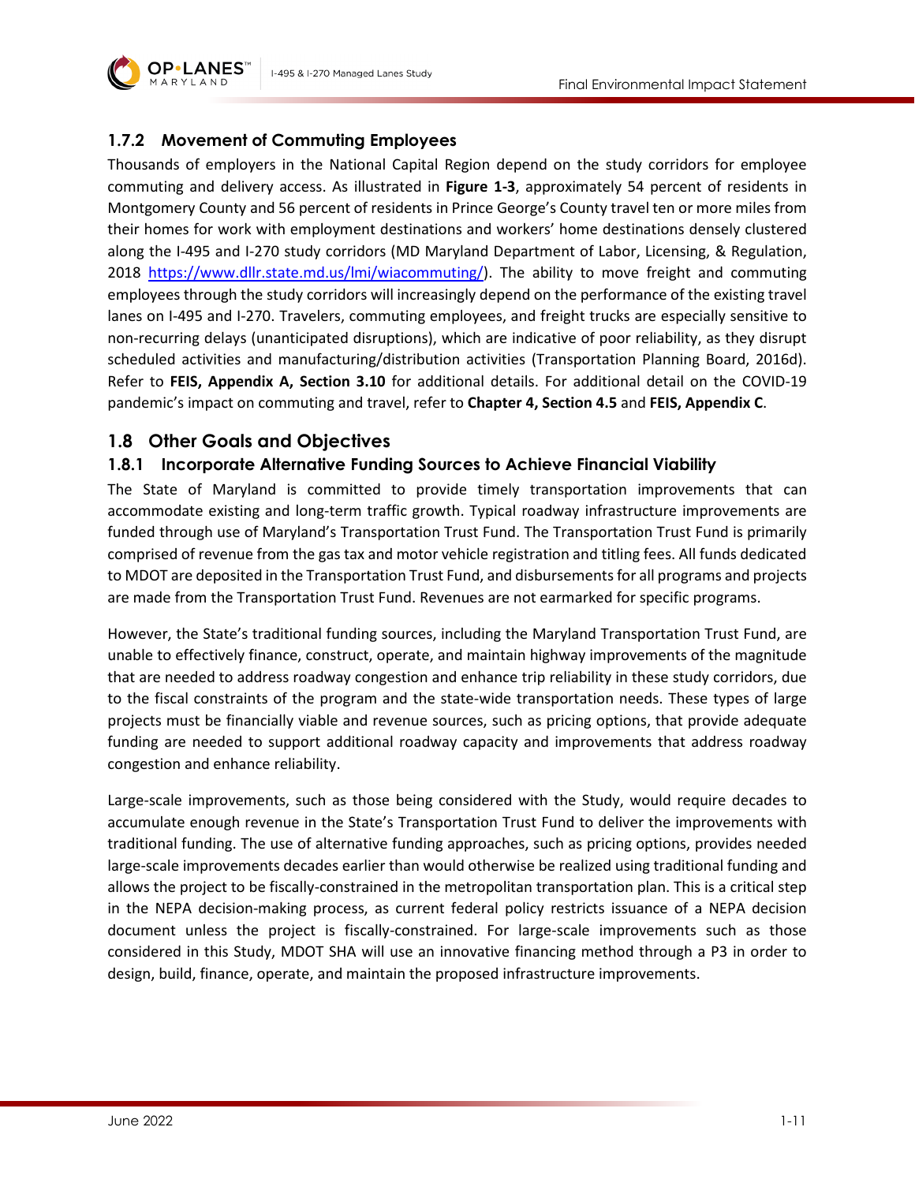### 1.7.2 Movement of Commuting Employees

Thousands of employers in the National Capital Region depend on the study corridors for employee commuting and delivery access. As illustrated in **Figure 1-3**, approximately 54 percent of residents in Montgomery County and 56 percent of residents in Prince George's County travel ten or more miles from their homes for work with employment destinations and workers' home destinations densely clustered along the I-495 and I-270 study corridors (MD Maryland Department of Labor, Licensing, & Regulation, 2018 https://www.dllr.state.md.us/lmi/wiacommuting/). The ability to move freight and commuting employees through the study corridors will increasingly depend on the performance of the existing travel lanes on I-495 and I-270. Travelers, commuting employees, and freight trucks are especially sensitive to non-recurring delays (unanticipated disruptions), which are indicative of poor reliability, as they disrupt scheduled activities and manufacturing/distribution activities (Transportation Planning Board, 2016d). Refer to **FEIS, Appendix A, Section 3.10** for additional details. For additional detail on the COVID-19 pandemic's impact on commuting and travel, refer to **Chapter 4, Section 4.5** and **FEIS, Appendix C**.

## 1.8 Other Goals and Objectives

### 1.8.1 Incorporate Alternative Funding Sources to Achieve Financial Viability

The State of Maryland is committed to provide timely transportation improvements that can accommodate existing and long-term traffic growth. Typical roadway infrastructure improvements are funded through use of Maryland's Transportation Trust Fund. The Transportation Trust Fund is primarily comprised of revenue from the gas tax and motor vehicle registration and titling fees. All funds dedicated to MDOT are deposited in the Transportation Trust Fund, and disbursements for all programs and projects are made from the Transportation Trust Fund. Revenues are not earmarked for specific programs.

However, the State's traditional funding sources, including the Maryland Transportation Trust Fund, are unable to effectively finance, construct, operate, and maintain highway improvements of the magnitude that are needed to address roadway congestion and enhance trip reliability in these study corridors, due to the fiscal constraints of the program and the state-wide transportation needs. These types of large projects must be financially viable and revenue sources, such as pricing options, that provide adequate funding are needed to support additional roadway capacity and improvements that address roadway congestion and enhance reliability.

Large-scale improvements, such as those being considered with the Study, would require decades to accumulate enough revenue in the State's Transportation Trust Fund to deliver the improvements with traditional funding. The use of alternative funding approaches, such as pricing options, provides needed large-scale improvements decades earlier than would otherwise be realized using traditional funding and allows the project to be fiscally-constrained in the metropolitan transportation plan. This is a critical step in the NEPA decision-making process, as current federal policy restricts issuance of a NEPA decision document unless the project is fiscally-constrained. For large-scale improvements such as those considered in this Study, MDOT SHA will use an innovative financing method through a P3 in order to design, build, finance, operate, and maintain the proposed infrastructure improvements.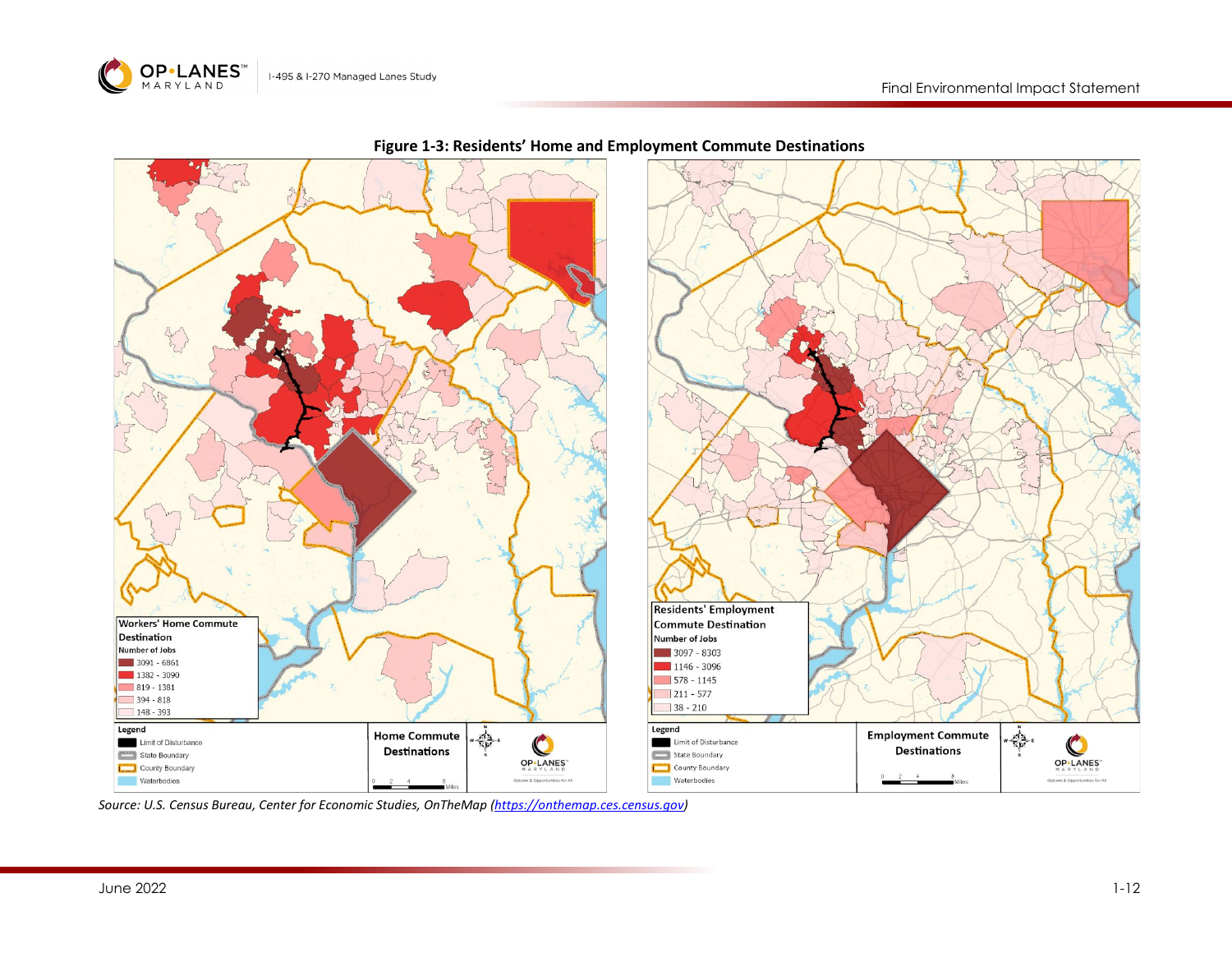**Figure 1-3: Residents' Home and Employment Commute Destinations**

Workers' Home Commute Destination

Number of Jobs

- 3091 - 6861
- 1382 - 3090
- 819 - 1381
- 394 - 818
- 148 - 393

Legend

- Limit of Disturbance
- State Boundary
- County Boundary
- Waterbodies

Home Commute Destinations

Residents' Employment Commute Destination

Number of Jobs

- 3097 - 8303
- 1146 - 3096
- 578 - 1145
- 211 - 577
- 38 - 210

Legend

- Limit of Disturbance
- State Boundary
- County Boundary
- Waterbodies

Employment Commute Destinations

*Source: U.S. Census Bureau, Center for Economic Studies, OnTheMap ([https://onthemap.ces.census.gov](https://onthemap.ces.census.gov))*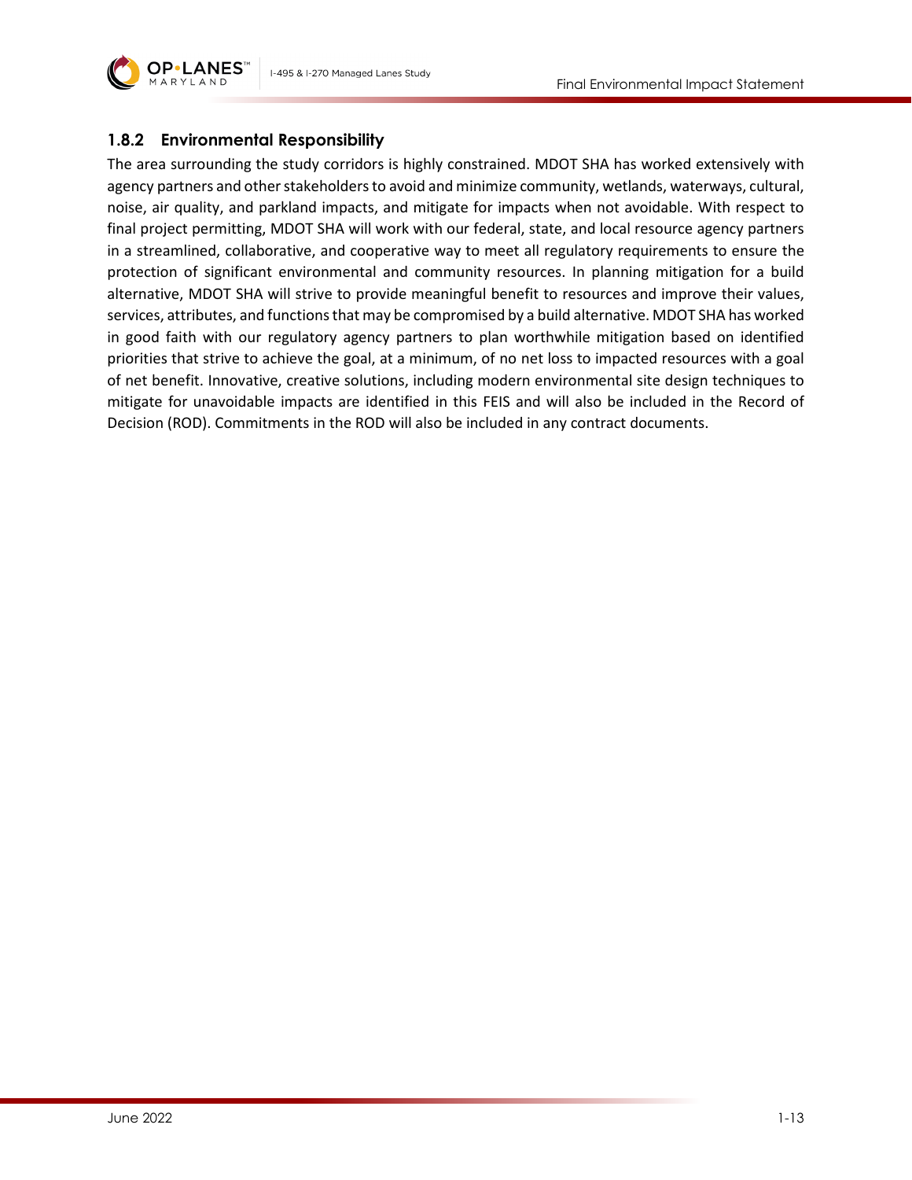### 1.8.2 Environmental Responsibility

The area surrounding the study corridors is highly constrained. MDOT SHA has worked extensively with agency partners and other stakeholders to avoid and minimize community, wetlands, waterways, cultural, noise, air quality, and parkland impacts, and mitigate for impacts when not avoidable. With respect to final project permitting, MDOT SHA will work with our federal, state, and local resource agency partners in a streamlined, collaborative, and cooperative way to meet all regulatory requirements to ensure the protection of significant environmental and community resources. In planning mitigation for a build alternative, MDOT SHA will strive to provide meaningful benefit to resources and improve their values, services, attributes, and functions that may be compromised by a build alternative. MDOT SHA has worked in good faith with our regulatory agency partners to plan worthwhile mitigation based on identified priorities that strive to achieve the goal, at a minimum, of no net loss to impacted resources with a goal of net benefit. Innovative, creative solutions, including modern environmental site design techniques to mitigate for unavoidable impacts are identified in this FEIS and will also be included in the Record of Decision (ROD). Commitments in the ROD will also be included in any contract documents.